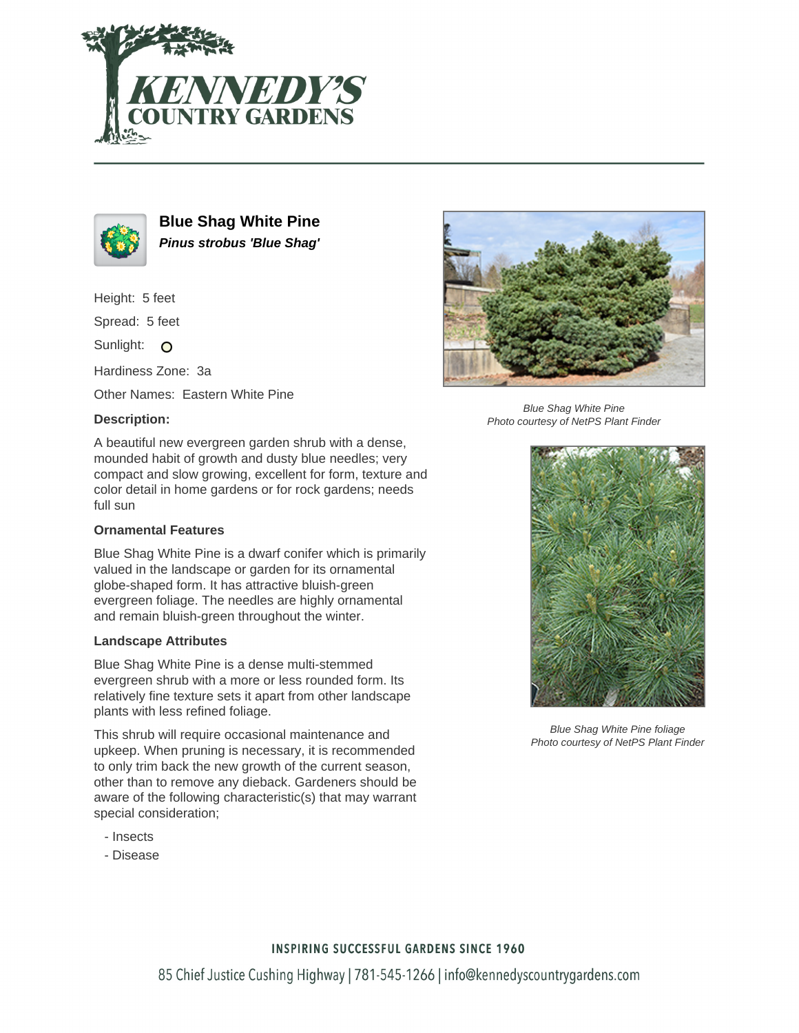# Blue Shag White Pine

***Pinus strobus 'Blue Shag'***

Height: 5 feet

Spread: 5 feet

Sunlight: O

Hardiness Zone: 3a

Other Names: Eastern White Pine

### Description:

A beautiful new evergreen garden shrub with a dense, mounded habit of growth and dusty blue needles; very compact and slow growing, excellent for form, texture and color detail in home gardens or for rock gardens; needs full sun

### Ornamental Features

Blue Shag White Pine is a dwarf conifer which is primarily valued in the landscape or garden for its ornamental globe-shaped form. It has attractive bluish-green evergreen foliage. The needles are highly ornamental and remain bluish-green throughout the winter.

### Landscape Attributes

Blue Shag White Pine is a dense multi-stemmed evergreen shrub with a more or less rounded form. Its relatively fine texture sets it apart from other landscape plants with less refined foliage.

This shrub will require occasional maintenance and upkeep. When pruning is necessary, it is recommended to only trim back the new growth of the current season, other than to remove any dieback. Gardeners should be aware of the following characteristic(s) that may warrant special consideration;

- Insects
- Disease

*Blue Shag White Pine*
*Photo courtesy of NetPS Plant Finder*

*Blue Shag White Pine foliage*
*Photo courtesy of NetPS Plant Finder*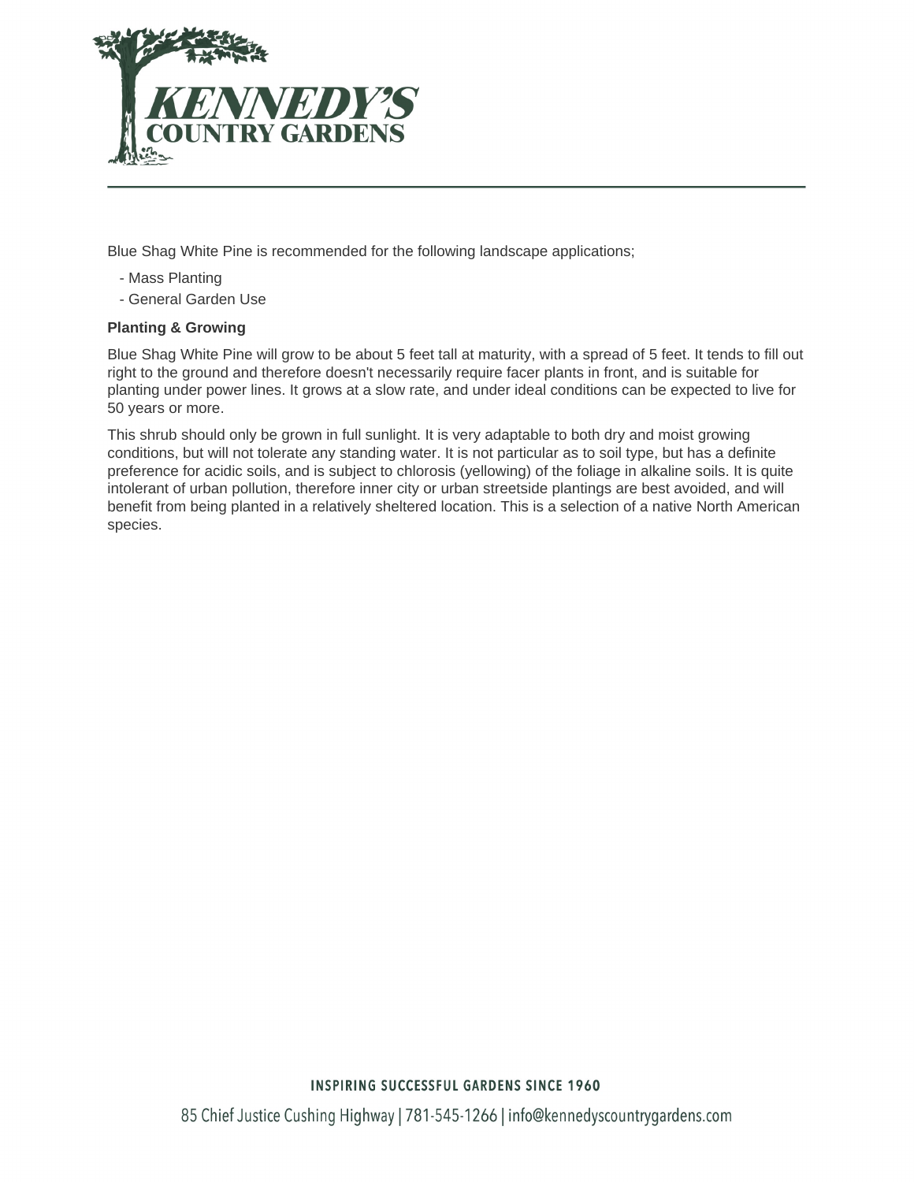Blue Shag White Pine is recommended for the following landscape applications;

- Mass Planting
- General Garden Use

**Planting & Growing**

Blue Shag White Pine will grow to be about 5 feet tall at maturity, with a spread of 5 feet. It tends to fill out right to the ground and therefore doesn't necessarily require facer plants in front, and is suitable for planting under power lines. It grows at a slow rate, and under ideal conditions can be expected to live for 50 years or more.

This shrub should only be grown in full sunlight. It is very adaptable to both dry and moist growing conditions, but will not tolerate any standing water. It is not particular as to soil type, but has a definite preference for acidic soils, and is subject to chlorosis (yellowing) of the foliage in alkaline soils. It is quite intolerant of urban pollution, therefore inner city or urban streetside plantings are best avoided, and will benefit from being planted in a relatively sheltered location. This is a selection of a native North American species.